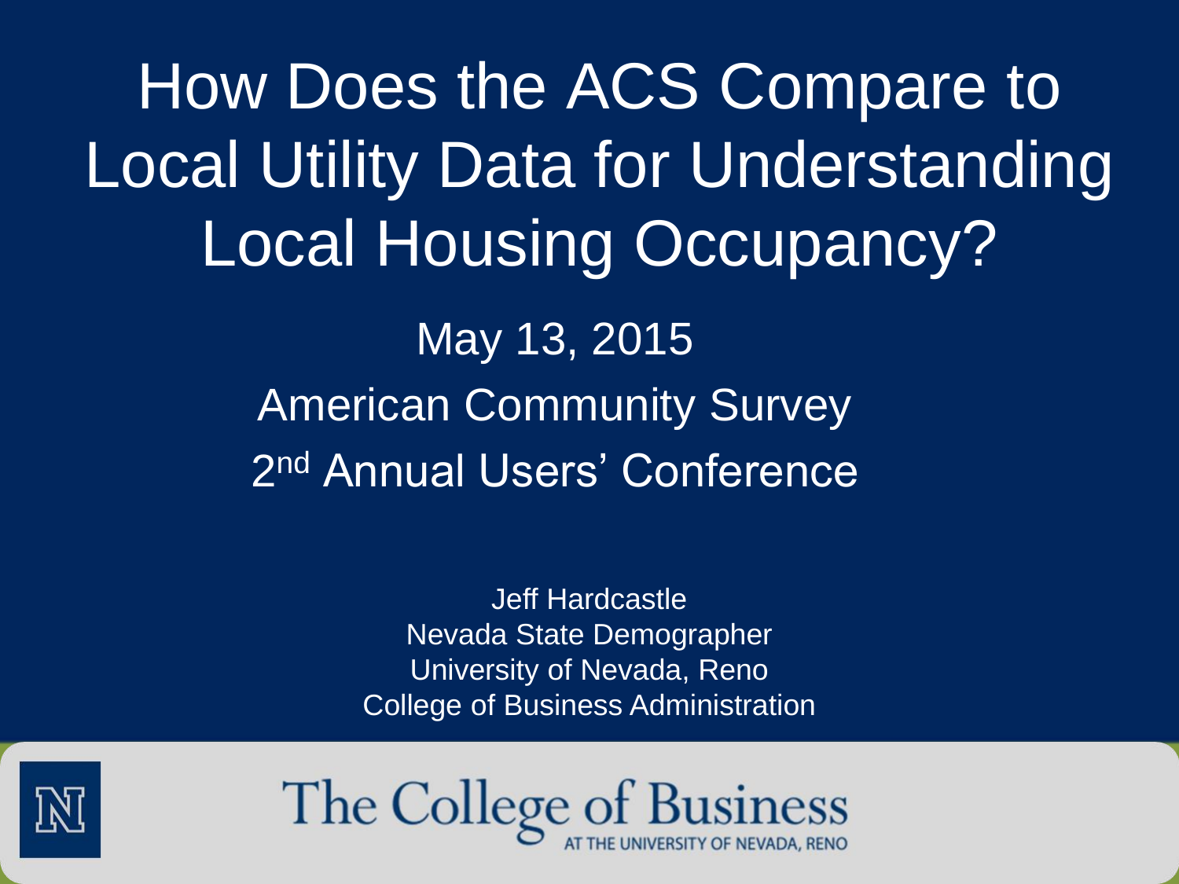# How Does the ACS Compare to Local Utility Data for Understanding Local Housing Occupancy?

May 13, 2015

American Community Survey

2nd Annual Users' Conference

Jeff Hardcastle
Nevada State Demographer
University of Nevada, Reno
College of Business Administration

The College of Business
AT THE UNIVERSITY OF NEVADA, RENO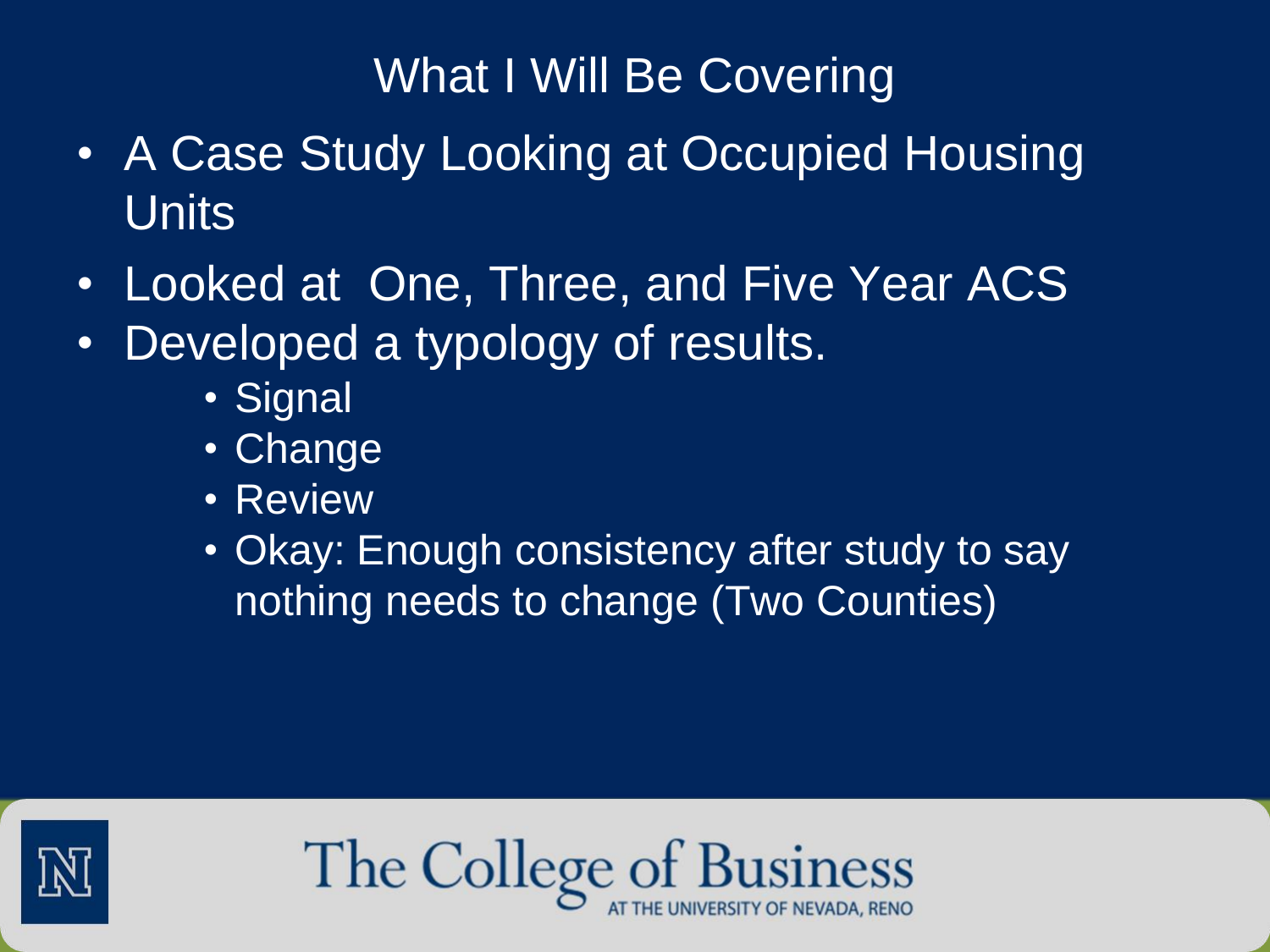# What I Will Be Covering

- A Case Study Looking at Occupied Housing Units
- Looked at One, Three, and Five Year ACS
- Developed a typology of results.
  - Signal
  - Change
  - Review
  - Okay: Enough consistency after study to say nothing needs to change (Two Counties)

The College of Business AT THE UNIVERSITY OF NEVADA, RENO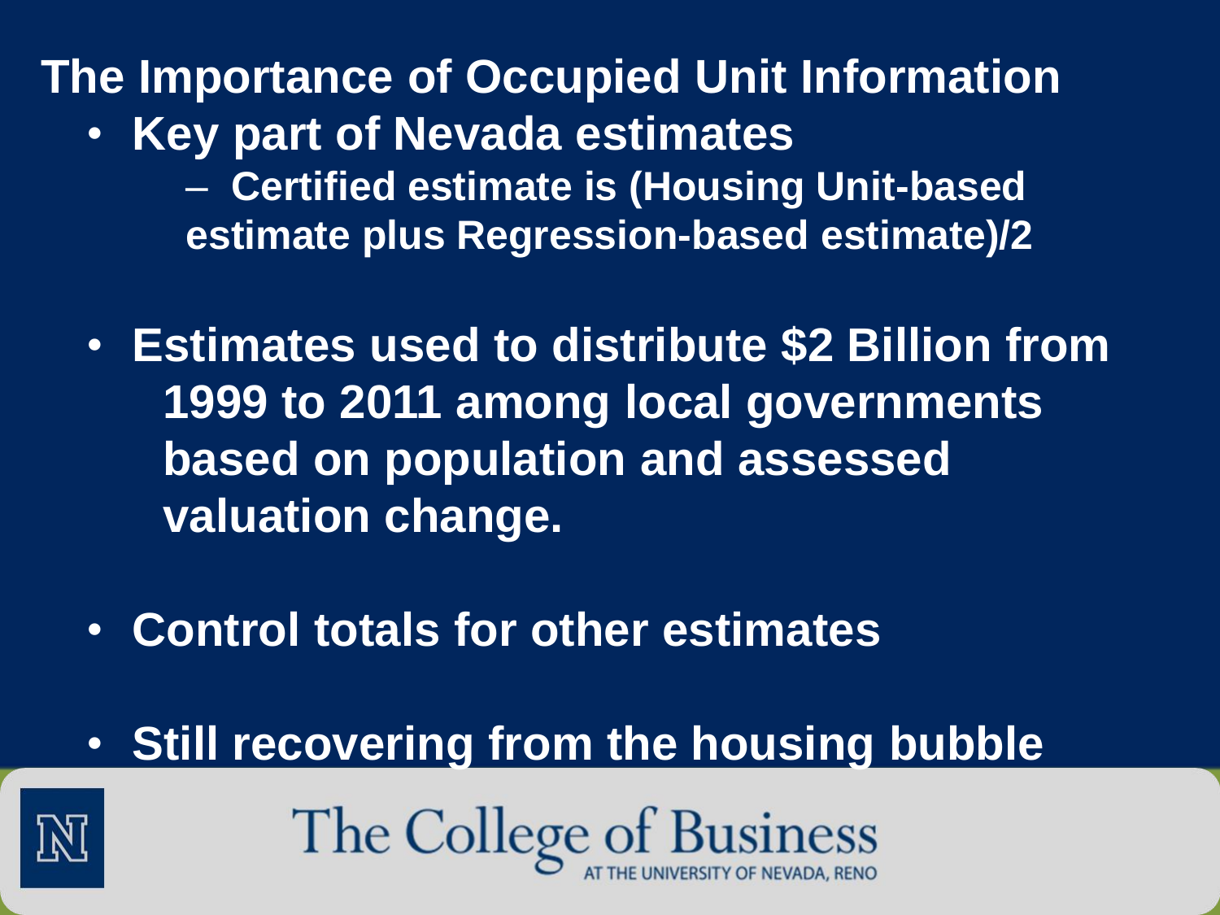# The Importance of Occupied Unit Information

- **Key part of Nevada estimates**
  - **Certified estimate is (Housing Unit-based estimate plus Regression-based estimate)/2**
- **Estimates used to distribute $2 Billion from 1999 to 2011 among local governments based on population and assessed valuation change.**
- **Control totals for other estimates**
- **Still recovering from the housing bubble**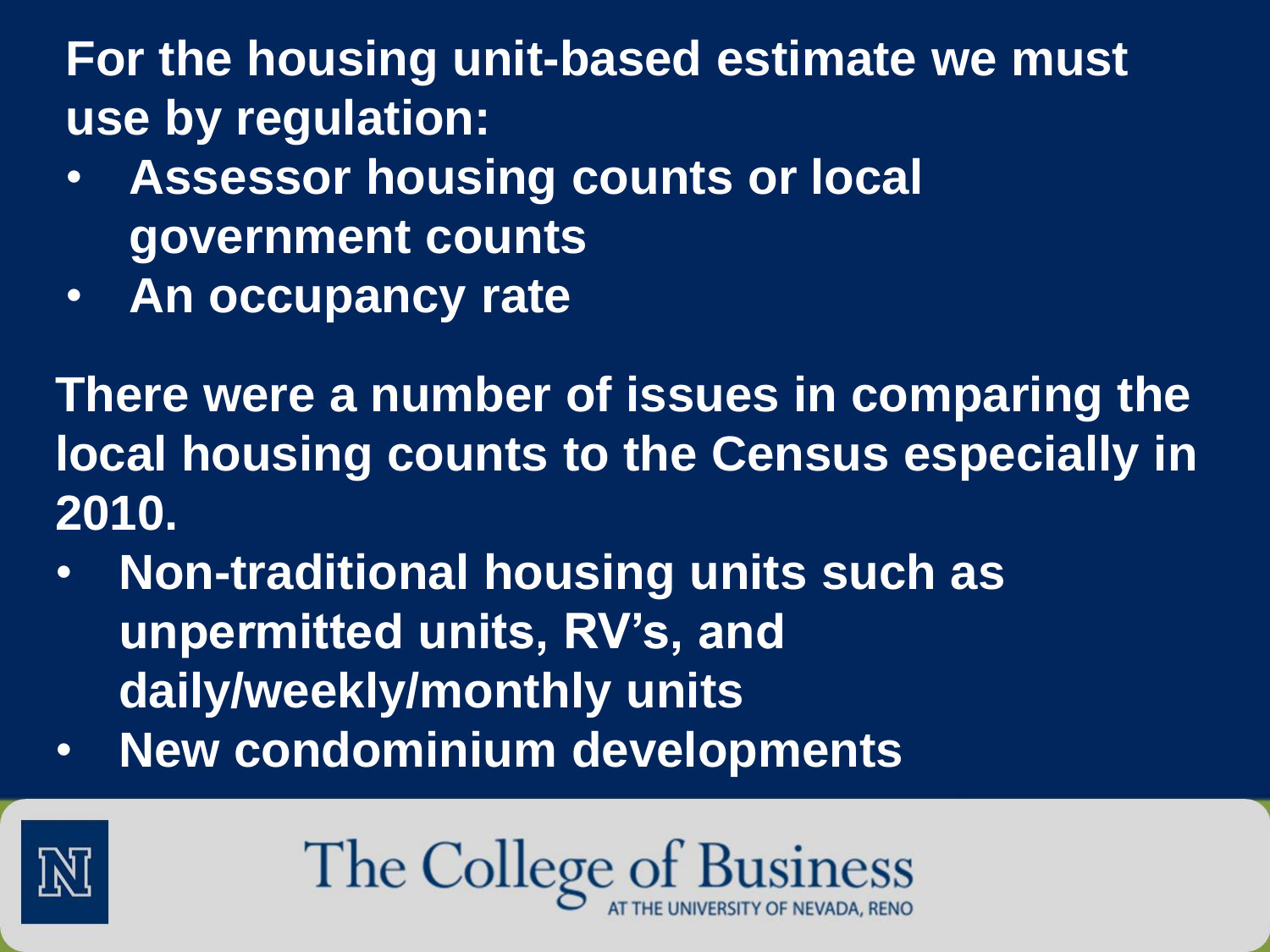**For the housing unit-based estimate we must use by regulation:**

- **Assessor housing counts or local government counts**
- **An occupancy rate**

**There were a number of issues in comparing the local housing counts to the Census especially in 2010.**

- **Non-traditional housing units such as unpermitted units, RV's, and daily/weekly/monthly units**
- **New condominium developments**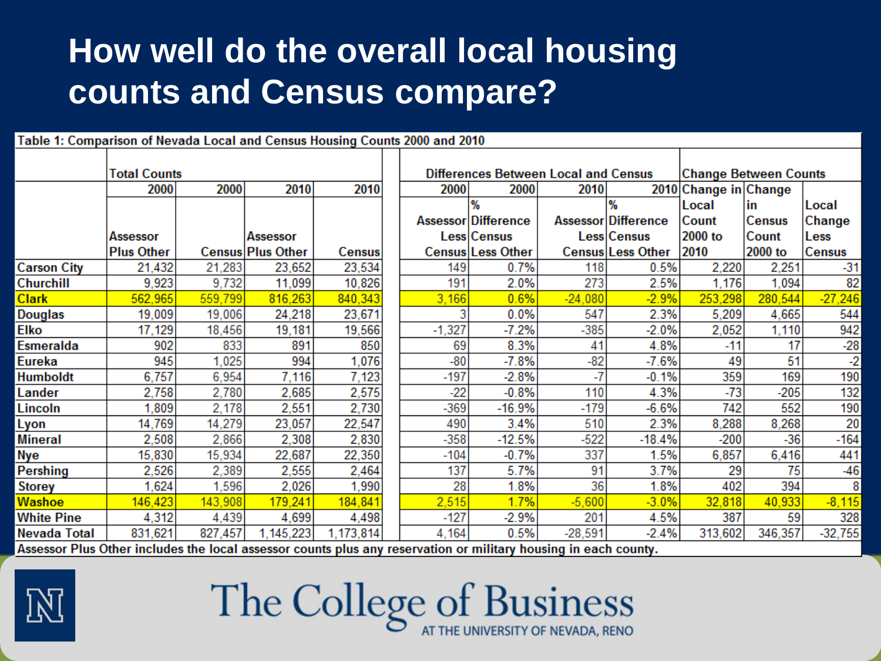# How well do the overall local housing counts and Census compare?

Table 1: Comparison of Nevada Local and Census Housing Counts 2000 and 2010

| | Total Counts | | | | Differences Between Local and Census | | | | Change Between Counts | | |
|---|---|---|---|---|---|---|---|---|---|---|---|
| | 2000 | 2000 | 2010 | 2010 | 2000 | 2000 | 2010 | 2010 | Change in | Change | |
| | Assessor Plus Other | Census | Assessor Plus Other | Census | Assessor Less Census | % Difference Census Less Other | Assessor Less Census | % Difference Census Less Other | Local Count 2000 to 2010 | in Census Count 2000 to | Local Change Less Census |
| Carson City | 21,432 | 21,283 | 23,652 | 23,534 | 149 | 0.7% | 118 | 0.5% | 2,220 | 2,251 | -31 |
| Churchill | 9,923 | 9,732 | 11,099 | 10,826 | 191 | 2.0% | 273 | 2.5% | 1,176 | 1,094 | 82 |
| Clark | 562,965 | 559,799 | 816,263 | 840,343 | 3,166 | 0.6% | -24,080 | -2.9% | 253,298 | 280,544 | -27,246 |
| Douglas | 19,009 | 19,006 | 24,218 | 23,671 | 3 | 0.0% | 547 | 2.3% | 5,209 | 4,665 | 544 |
| Elko | 17,129 | 18,456 | 19,181 | 19,566 | -1,327 | -7.2% | -385 | -2.0% | 2,052 | 1,110 | 942 |
| Esmeralda | 902 | 833 | 891 | 850 | 69 | 8.3% | 41 | 4.8% | -11 | 17 | -28 |
| Eureka | 945 | 1,025 | 994 | 1,076 | -80 | -7.8% | -82 | -7.6% | 49 | 51 | -2 |
| Humboldt | 6,757 | 6,954 | 7,116 | 7,123 | -197 | -2.8% | -7 | -0.1% | 359 | 169 | 190 |
| Lander | 2,758 | 2,780 | 2,685 | 2,575 | -22 | -0.8% | 110 | 4.3% | -73 | -205 | 132 |
| Lincoln | 1,809 | 2,178 | 2,551 | 2,730 | -369 | -16.9% | -179 | -6.6% | 742 | 552 | 190 |
| Lyon | 14,769 | 14,279 | 23,057 | 22,547 | 490 | 3.4% | 510 | 2.3% | 8,288 | 8,268 | 20 |
| Mineral | 2,508 | 2,866 | 2,308 | 2,830 | -358 | -12.5% | -522 | -18.4% | -200 | -36 | -164 |
| Nye | 15,830 | 15,934 | 22,687 | 22,350 | -104 | -0.7% | 337 | 1.5% | 6,857 | 6,416 | 441 |
| Pershing | 2,526 | 2,389 | 2,555 | 2,464 | 137 | 5.7% | 91 | 3.7% | 29 | 75 | -46 |
| Storey | 1,624 | 1,596 | 2,026 | 1,990 | 28 | 1.8% | 36 | 1.8% | 402 | 394 | 8 |
| Washoe | 146,423 | 143,908 | 179,241 | 184,841 | 2,515 | 1.7% | -5,600 | -3.0% | 32,818 | 40,933 | -8,115 |
| White Pine | 4,312 | 4,439 | 4,699 | 4,498 | -127 | -2.9% | 201 | 4.5% | 387 | 59 | 328 |
| Nevada Total | 831,621 | 827,457 | 1,145,223 | 1,173,814 | 4,164 | 0.5% | -28,591 | -2.4% | 313,602 | 346,357 | -32,755 |

Assessor Plus Other includes the local assessor counts plus any reservation or military housing in each county.

The College of Business AT THE UNIVERSITY OF NEVADA, RENO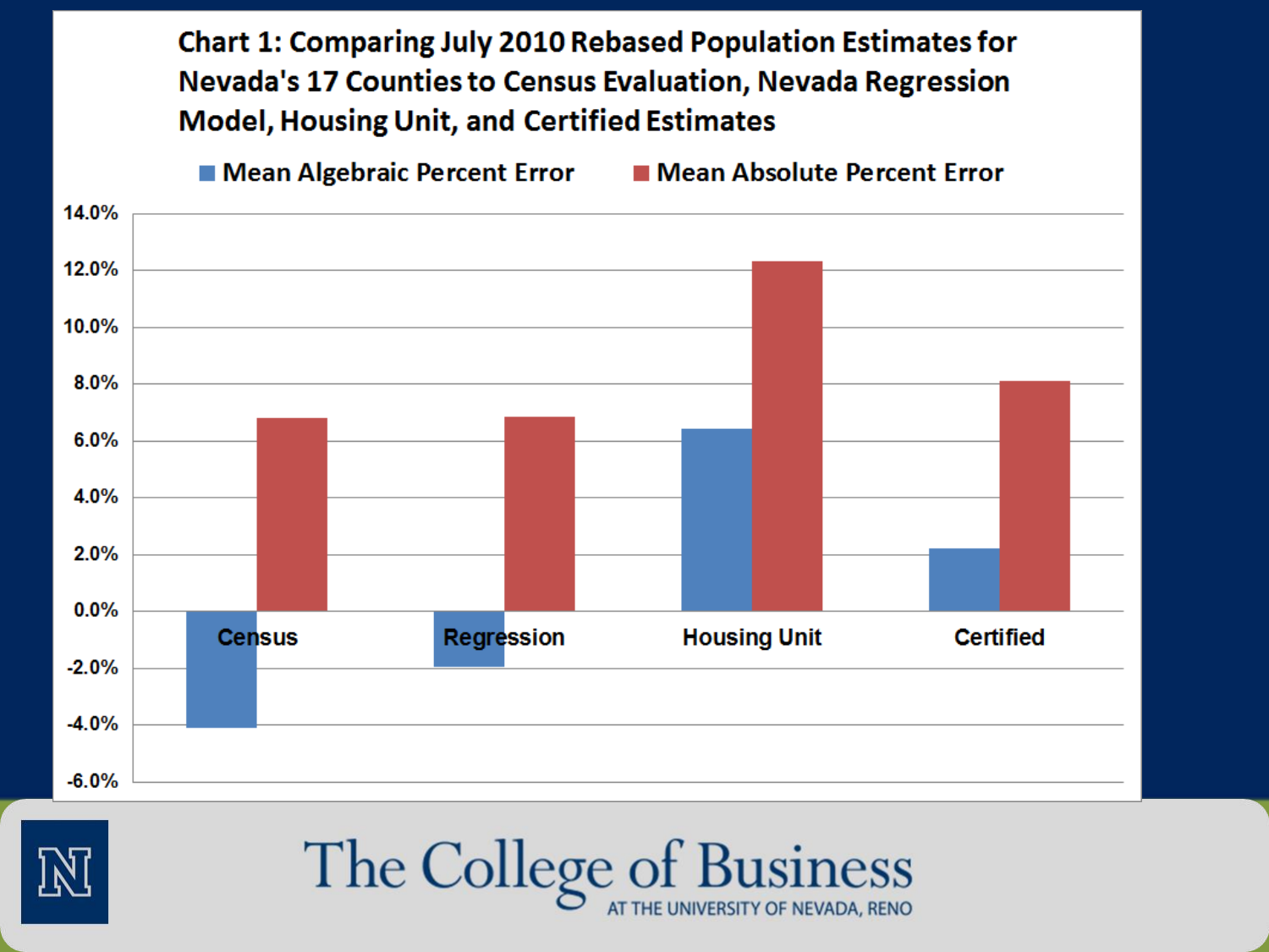## Chart 1: Comparing July 2010 Rebased Population Estimates for Nevada's 17 Counties to Census Evaluation, Nevada Regression Model, Housing Unit, and Certified Estimates

Legend: Mean Algebraic Percent Error; Mean Absolute Percent Error

| | Mean Algebraic Percent Error | Mean Absolute Percent Error |
|---|---|---|
| Census | -4.1% | 6.8% |
| Regression | -1.9% | 6.9% |
| Housing Unit | 6.4% | 12.3% |
| Certified | 2.2% | 8.1% |

The College of Business AT THE UNIVERSITY OF NEVADA, RENO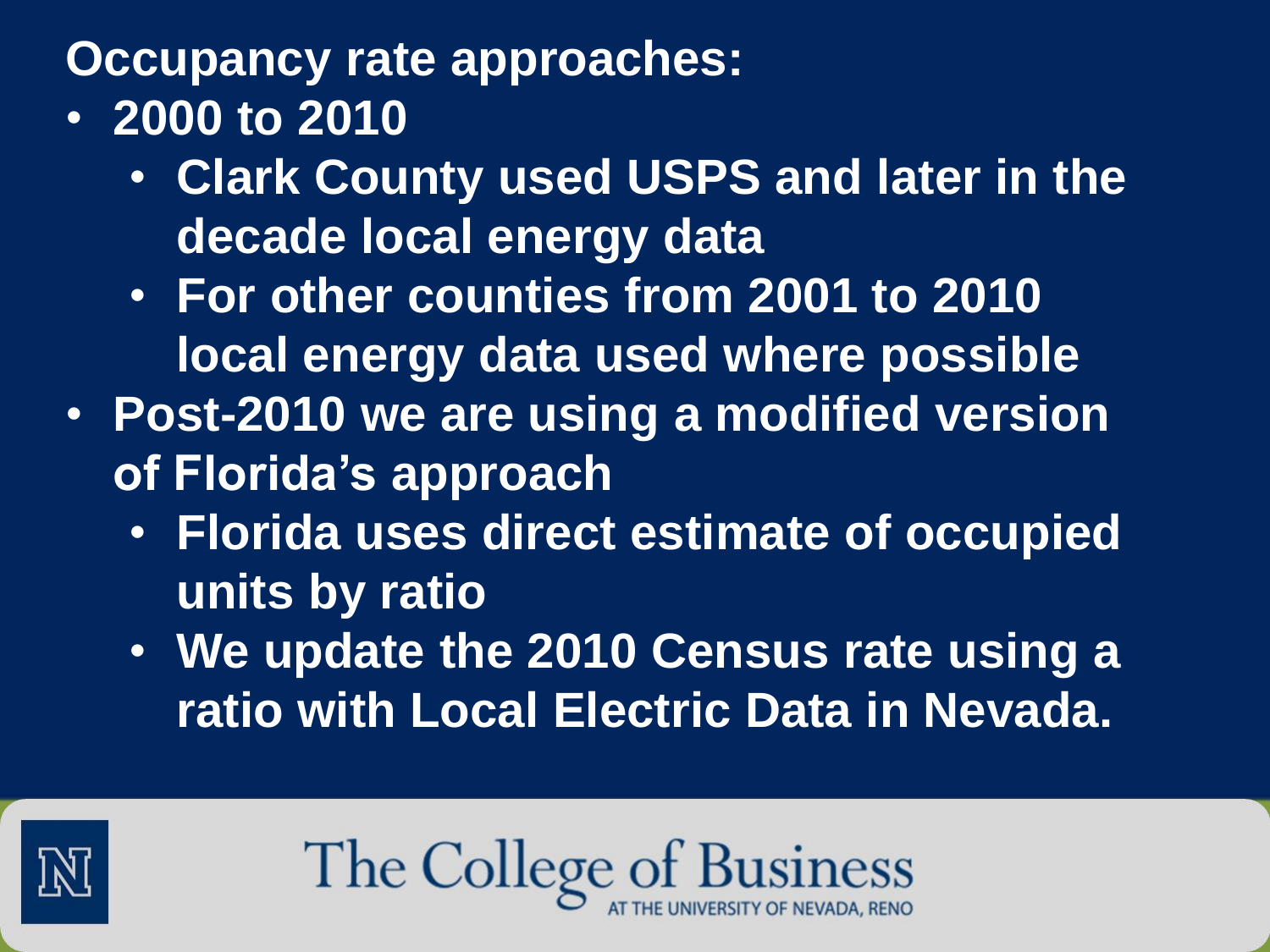**Occupancy rate approaches:**

- **2000 to 2010**
  - **Clark County used USPS and later in the decade local energy data**
  - **For other counties from 2001 to 2010 local energy data used where possible**
- **Post-2010 we are using a modified version of Florida's approach**
  - **Florida uses direct estimate of occupied units by ratio**
  - **We update the 2010 Census rate using a ratio with Local Electric Data in Nevada.**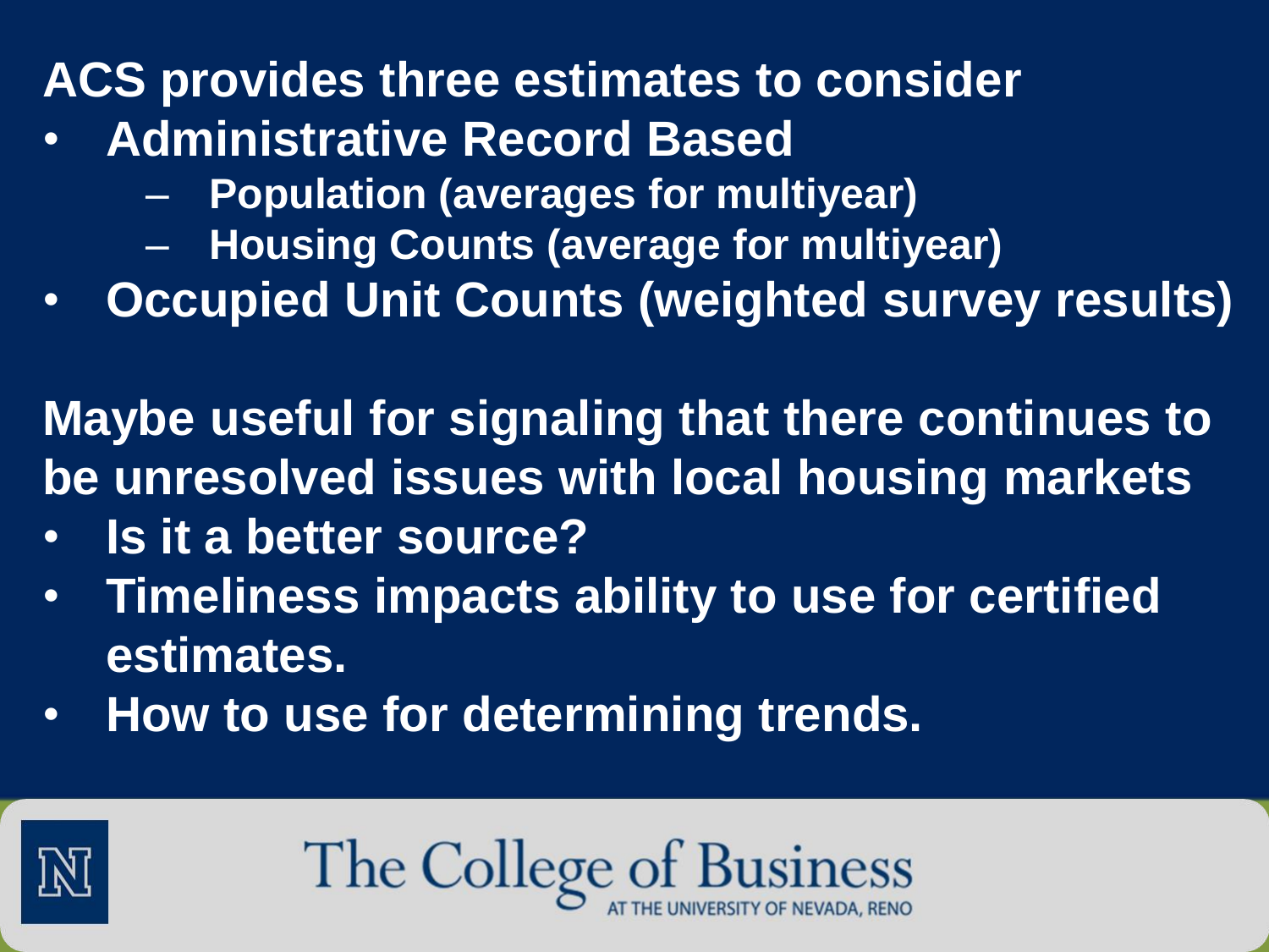**ACS provides three estimates to consider**

- **Administrative Record Based**
  - **Population (averages for multiyear)**
  - **Housing Counts (average for multiyear)**
- **Occupied Unit Counts (weighted survey results)**

**Maybe useful for signaling that there continues to be unresolved issues with local housing markets**

- **Is it a better source?**
- **Timeliness impacts ability to use for certified estimates.**
- **How to use for determining trends.**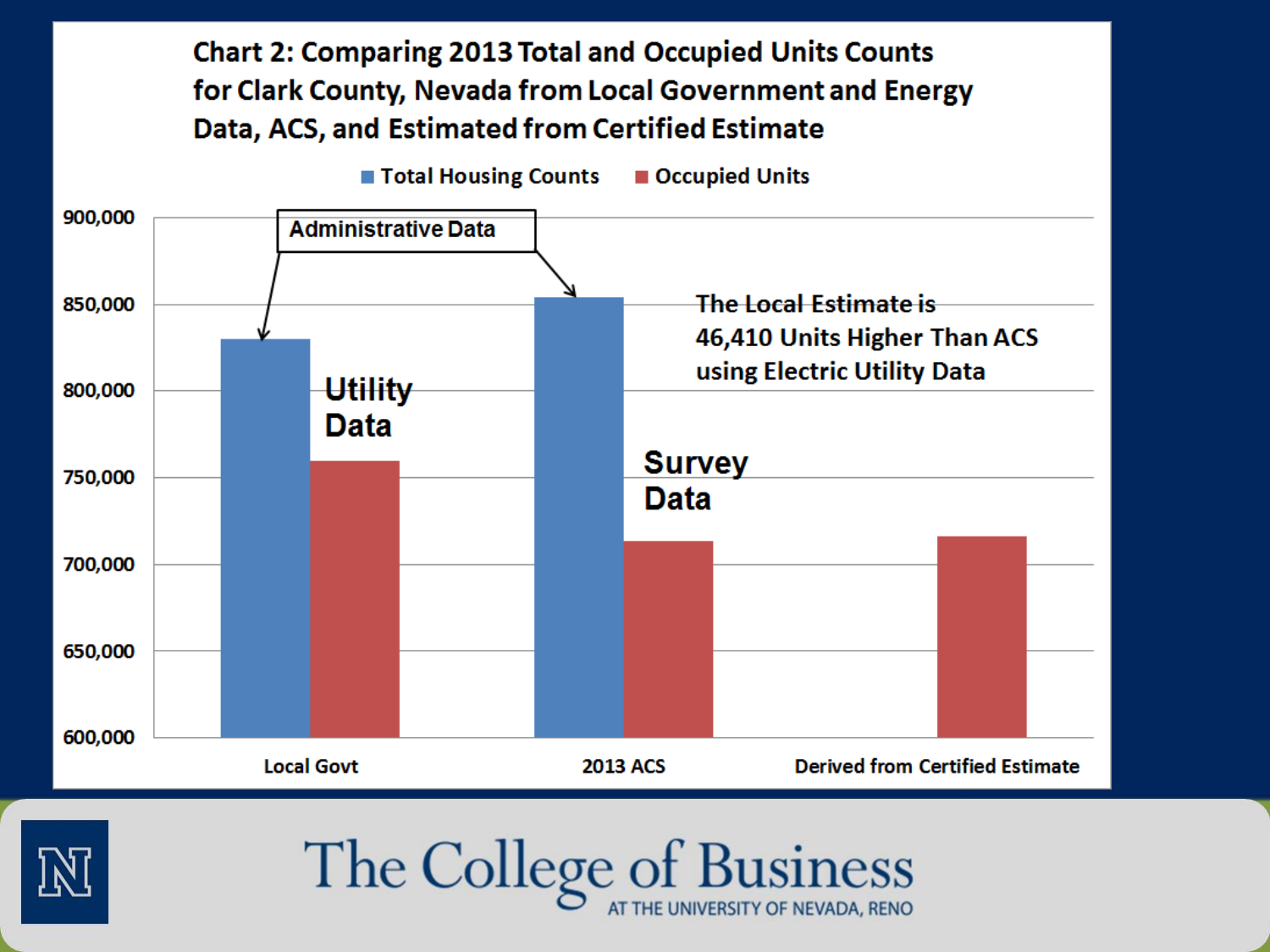## Chart 2: Comparing 2013 Total and Occupied Units Counts for Clark County, Nevada from Local Government and Energy Data, ACS, and Estimated from Certified Estimate

Legend: Total Housing Counts; Occupied Units

Administrative Data

Utility Data

Survey Data

The Local Estimate is 46,410 Units Higher Than ACS using Electric Utility Data

Y-axis: 600,000 – 900,000

X-axis categories: Local Govt; 2013 ACS; Derived from Certified Estimate

The College of Business

AT THE UNIVERSITY OF NEVADA, RENO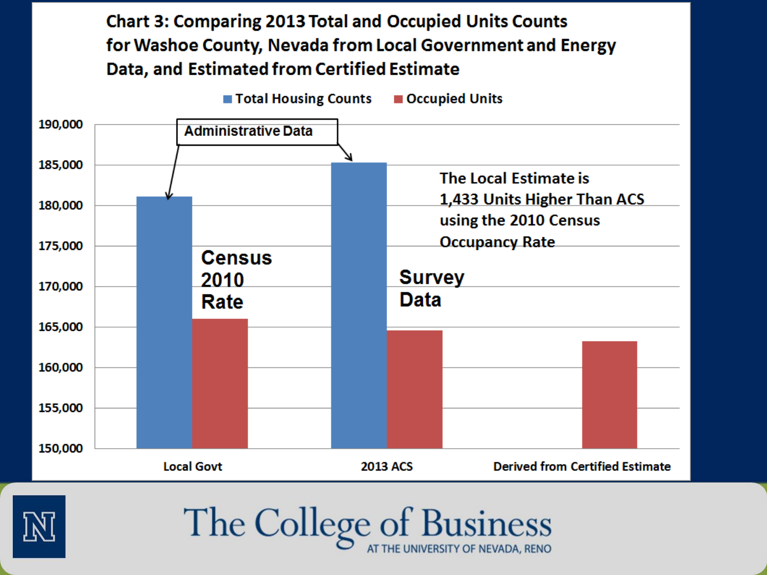## Chart 3: Comparing 2013 Total and Occupied Units Counts for Washoe County, Nevada from Local Government and Energy Data, and Estimated from Certified Estimate

Total Housing Counts | Occupied Units

Administrative Data

Census 2010 Rate

Survey Data

The Local Estimate is 1,433 Units Higher Than ACS using the 2010 Census Occupancy Rate

190,000
185,000
180,000
175,000
170,000
165,000
160,000
155,000
150,000

Local Govt | 2013 ACS | Derived from Certified Estimate

The College of Business AT THE UNIVERSITY OF NEVADA, RENO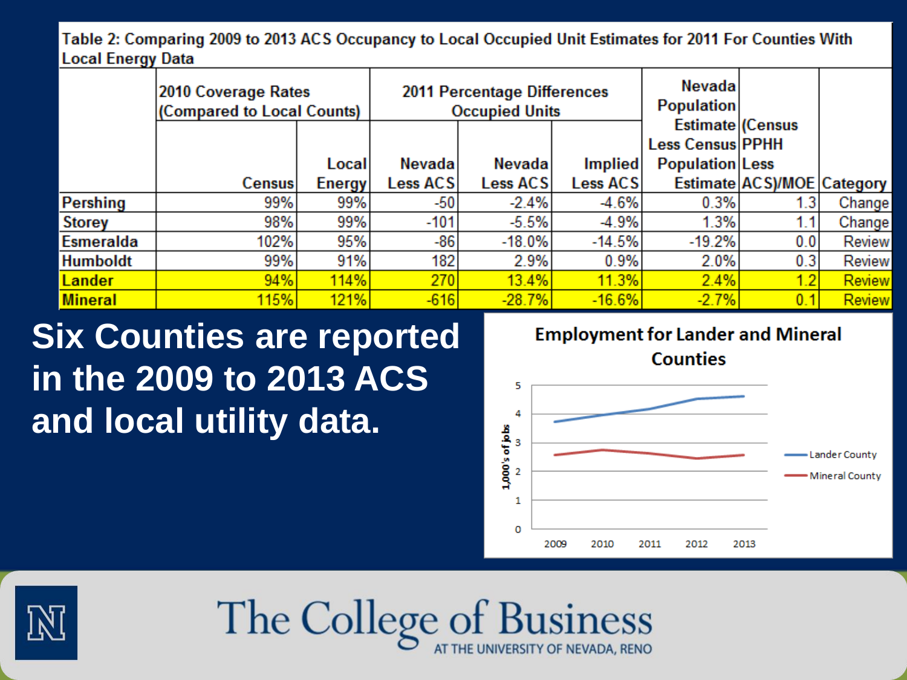Table 2: Comparing 2009 to 2013 ACS Occupancy to Local Occupied Unit Estimates for 2011 For Counties With Local Energy Data

| | 2010 Coverage Rates (Compared to Local Counts) | | 2011 Percentage Differences Occupied Units | | | Nevada Population Estimate Less Census Population Estimate | (Census PPHH Less ACS)/MOE | Category |
|---|---|---|---|---|---|---|---|---|
| | Census | Local Energy | Nevada Less ACS | Nevada Less ACS | Implied Less ACS | | | |
| Pershing | 99% | 99% | -50 | -2.4% | -4.6% | 0.3% | 1.3 | Change |
| Storey | 98% | 99% | -101 | -5.5% | -4.9% | 1.3% | 1.1 | Change |
| Esmeralda | 102% | 95% | -86 | -18.0% | -14.5% | -19.2% | 0.0 | Review |
| Humboldt | 99% | 91% | 182 | 2.9% | 0.9% | 2.0% | 0.3 | Review |
| Lander | 94% | 114% | 270 | 13.4% | 11.3% | 2.4% | 1.2 | Review |
| Mineral | 115% | 121% | -616 | -28.7% | -16.6% | -2.7% | 0.1 | Review |

**Six Counties are reported in the 2009 to 2013 ACS and local utility data.**

Employment for Lander and Mineral Counties

| Year | Lander County (1,000's of jobs) | Mineral County (1,000's of jobs) |
|---|---|---|
| 2009 | ~3.7 | ~2.6 |
| 2010 | ~4.0 | ~2.8 |
| 2011 | ~4.2 | ~2.7 |
| 2012 | ~4.5 | ~2.5 |
| 2013 | ~4.6 | ~2.6 |

The College of Business AT THE UNIVERSITY OF NEVADA, RENO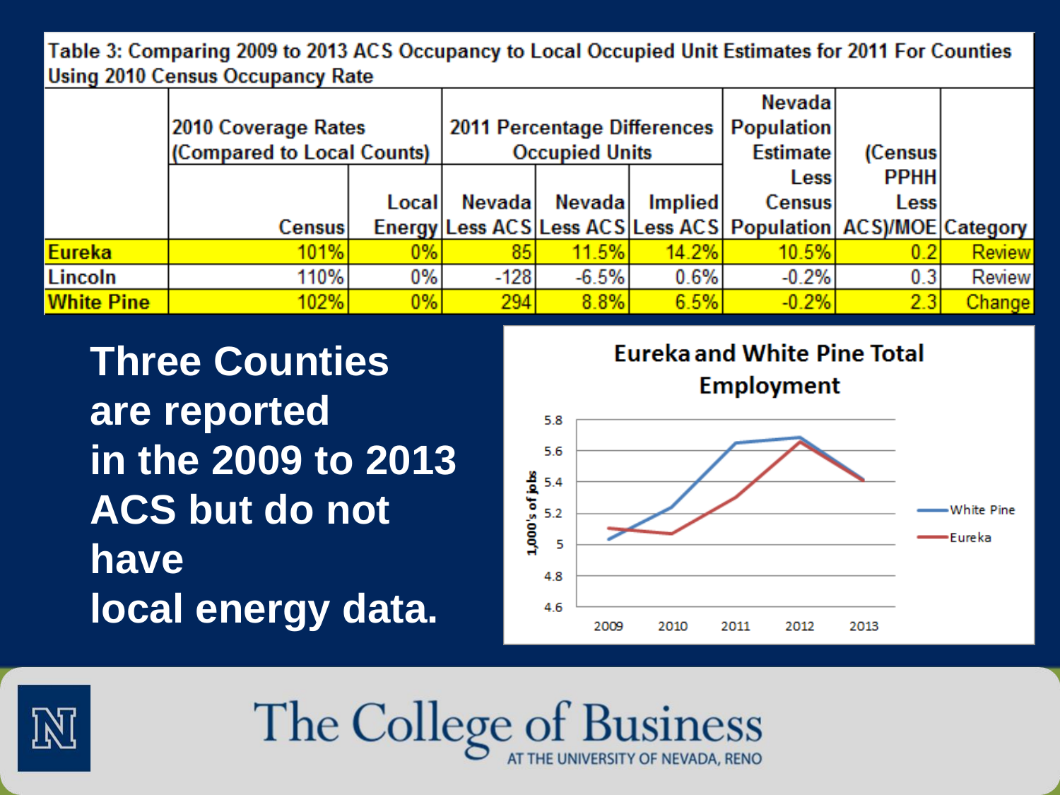Table 3: Comparing 2009 to 2013 ACS Occupancy to Local Occupied Unit Estimates for 2011 For Counties Using 2010 Census Occupancy Rate

| | 2010 Coverage Rates (Compared to Local Counts) | | 2011 Percentage Differences Occupied Units | | | Nevada Population Estimate Less Census Population | (Census PPHH Less ACS)/MOE | Category |
|---|---|---|---|---|---|---|---|---|
| | Census | Local Energy | Nevada Less ACS | Nevada Less ACS | Implied Less ACS | | | |
| Eureka | 101% | 0% | 85 | 11.5% | 14.2% | 10.5% | 0.2 | Review |
| Lincoln | 110% | 0% | -128 | -6.5% | 0.6% | -0.2% | 0.3 | Review |
| White Pine | 102% | 0% | 294 | 8.8% | 6.5% | -0.2% | 2.3 | Change |

**Three Counties are reported in the 2009 to 2013 ACS but do not have local energy data.**

Eureka and White Pine Total Employment

The College of Business AT THE UNIVERSITY OF NEVADA, RENO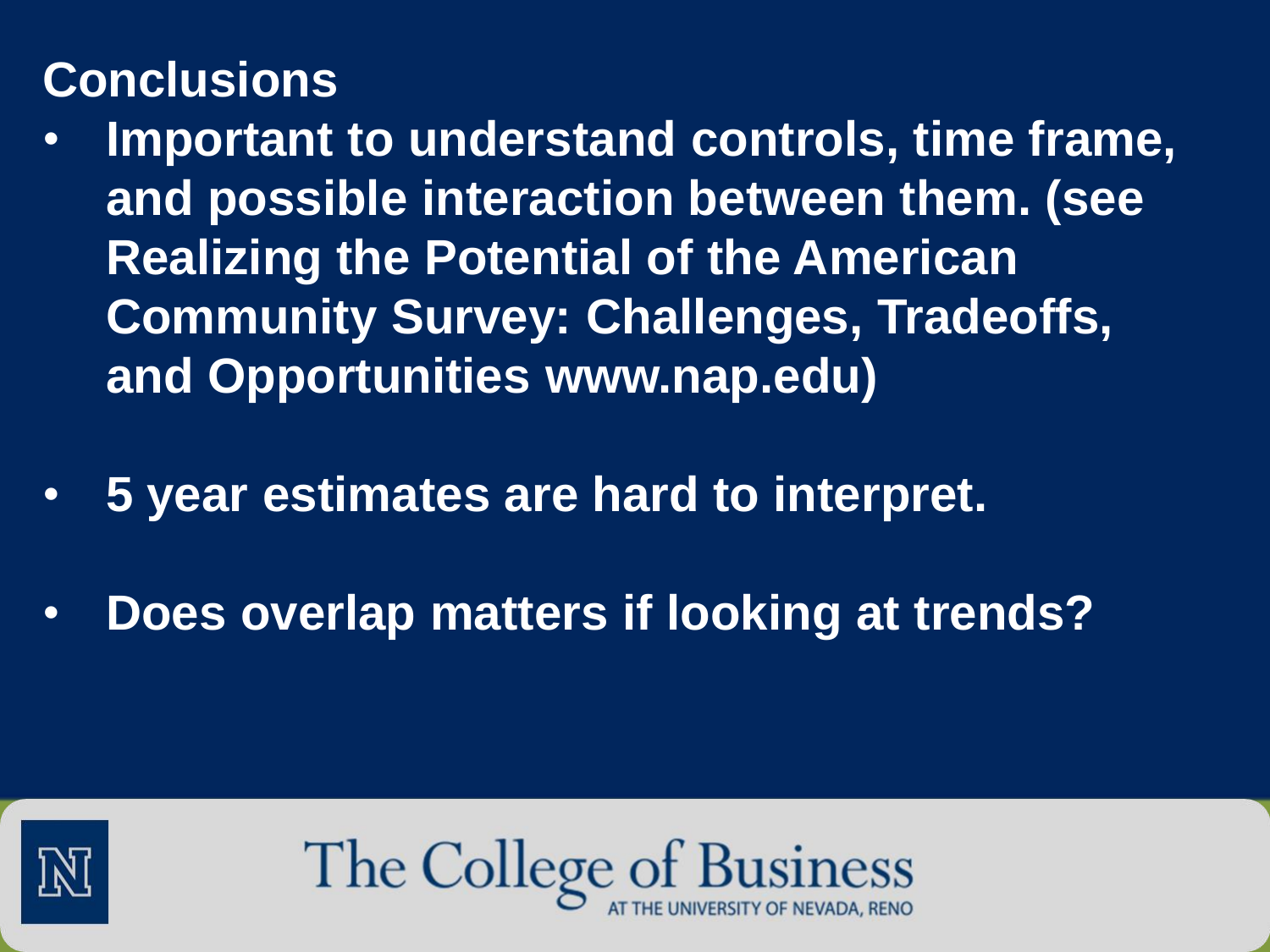## Conclusions

- Important to understand controls, time frame, and possible interaction between them. (see Realizing the Potential of the American Community Survey: Challenges, Tradeoffs, and Opportunities www.nap.edu)
- 5 year estimates are hard to interpret.
- Does overlap matters if looking at trends?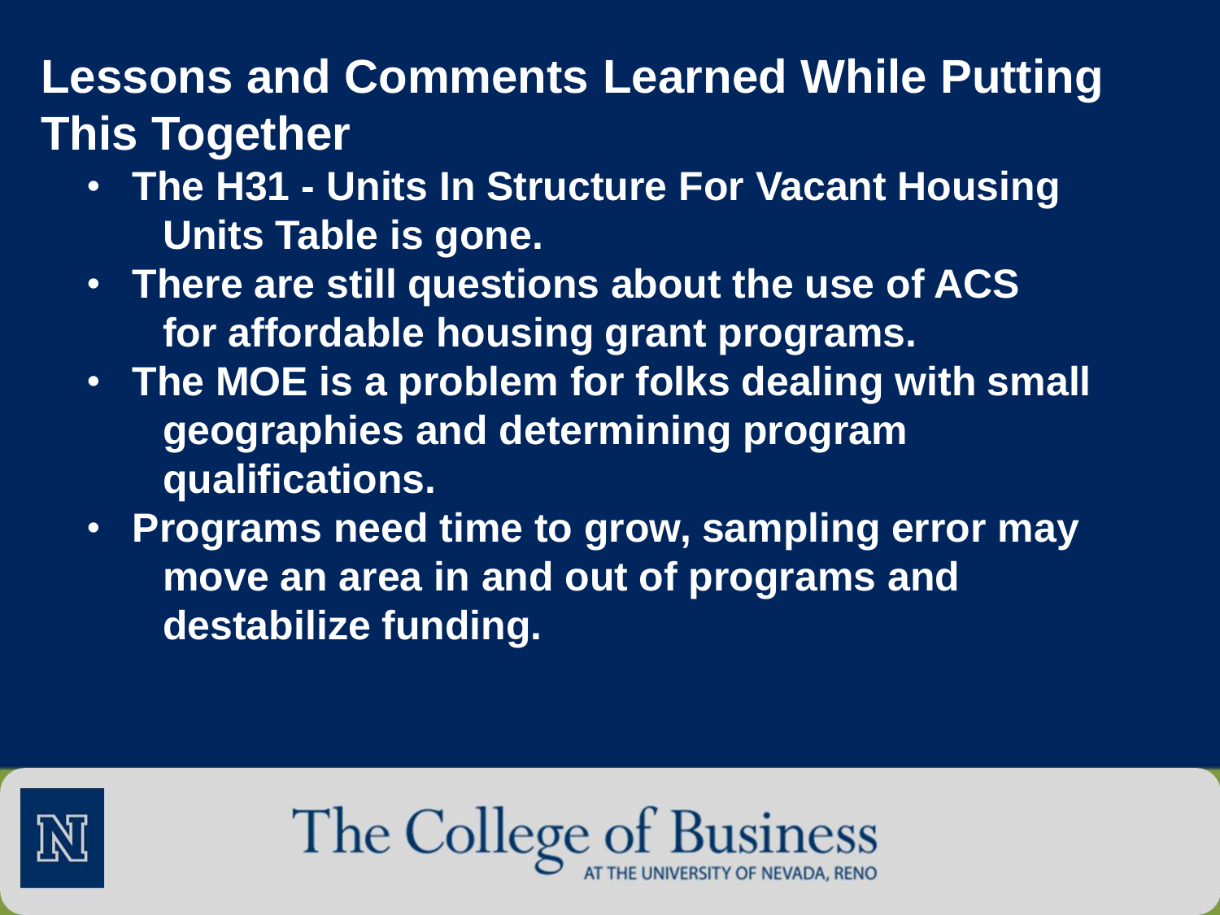# Lessons and Comments Learned While Putting This Together

- **The H31 - Units In Structure For Vacant Housing Units Table is gone.**
- **There are still questions about the use of ACS for affordable housing grant programs.**
- **The MOE is a problem for folks dealing with small geographies and determining program qualifications.**
- **Programs need time to grow, sampling error may move an area in and out of programs and destabilize funding.**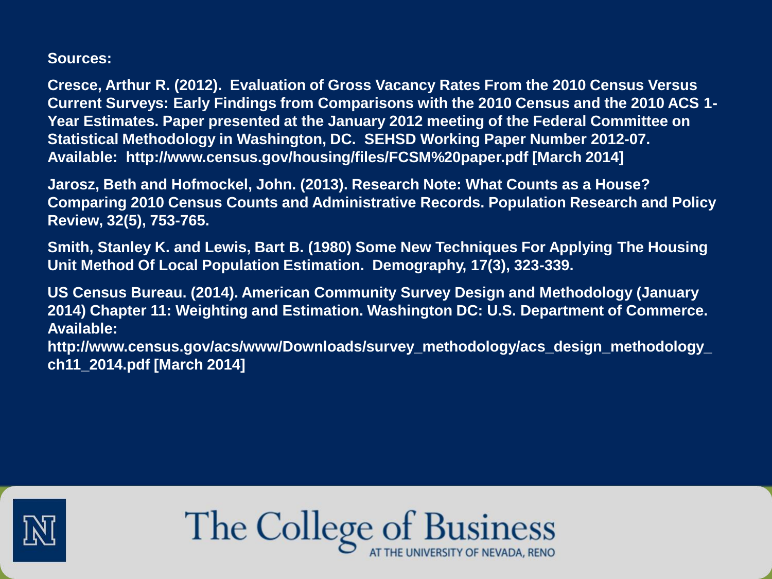**Sources:**

**Cresce, Arthur R. (2012). Evaluation of Gross Vacancy Rates From the 2010 Census Versus Current Surveys: Early Findings from Comparisons with the 2010 Census and the 2010 ACS 1-Year Estimates. Paper presented at the January 2012 meeting of the Federal Committee on Statistical Methodology in Washington, DC. SEHSD Working Paper Number 2012-07. Available: http://www.census.gov/housing/files/FCSM%20paper.pdf [March 2014]**

**Jarosz, Beth and Hofmockel, John. (2013). Research Note: What Counts as a House? Comparing 2010 Census Counts and Administrative Records. Population Research and Policy Review, 32(5), 753-765.**

**Smith, Stanley K. and Lewis, Bart B. (1980) Some New Techniques For Applying The Housing Unit Method Of Local Population Estimation. Demography, 17(3), 323-339.**

**US Census Bureau. (2014). American Community Survey Design and Methodology (January 2014) Chapter 11: Weighting and Estimation. Washington DC: U.S. Department of Commerce. Available: http://www.census.gov/acs/www/Downloads/survey_methodology/acs_design_methodology_ch11_2014.pdf [March 2014]**

The College of Business
AT THE UNIVERSITY OF NEVADA, RENO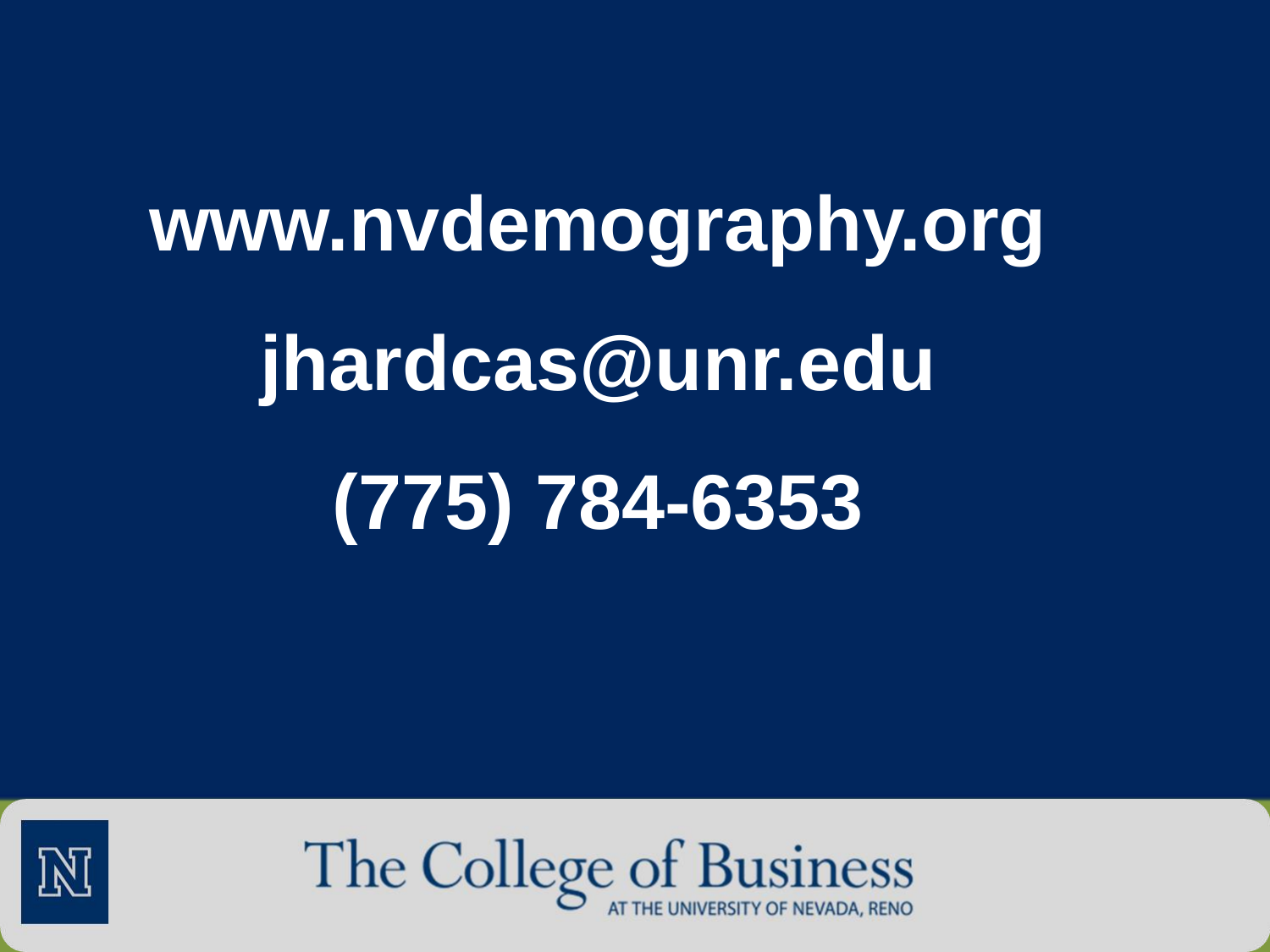**www.nvdemography.org**

**jhardcas@unr.edu**

**(775) 784-6353**

The College of Business AT THE UNIVERSITY OF NEVADA, RENO